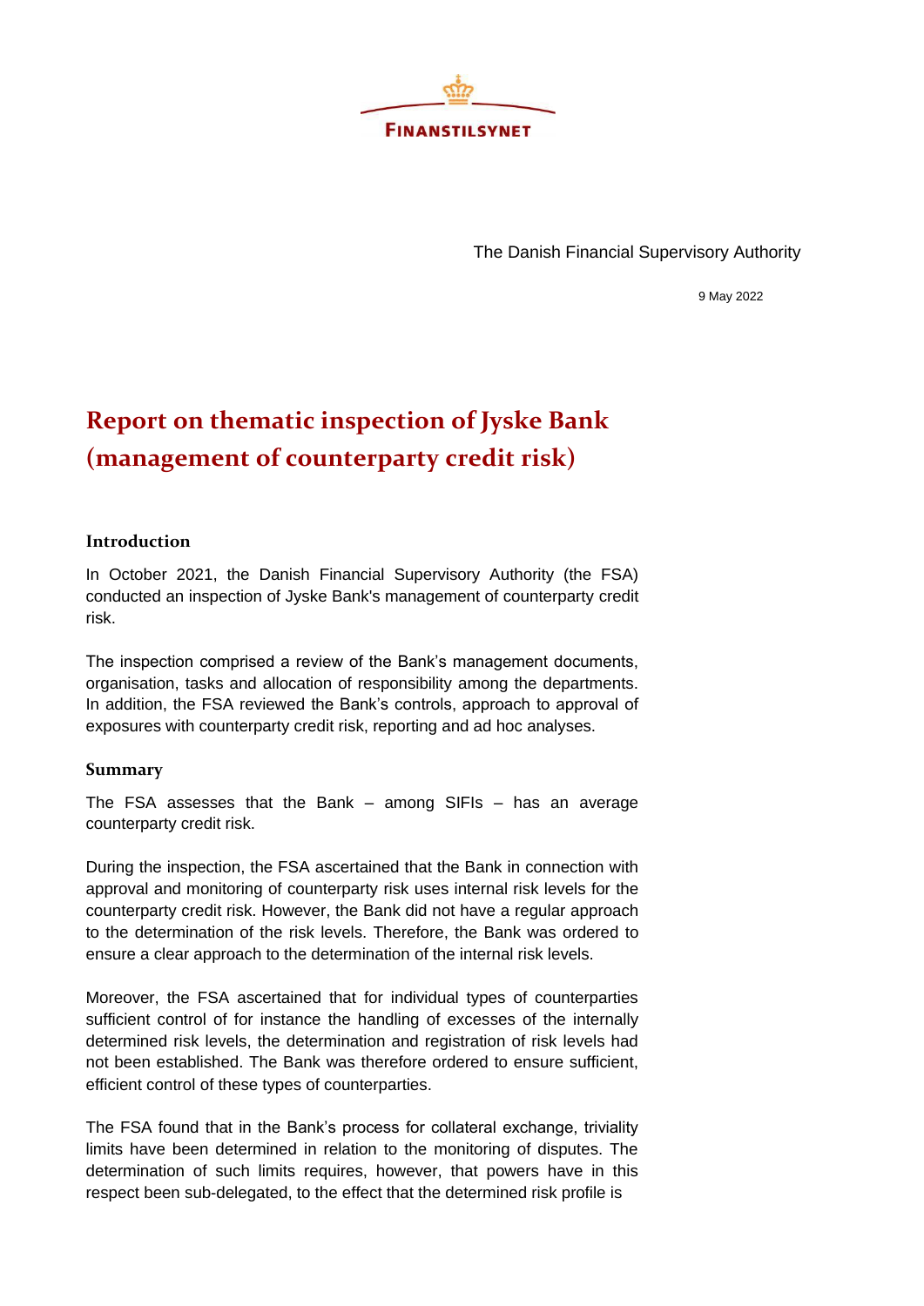FINANSTILSYNET

The Danish Financial Supervisory Authority

9 May 2022

# Report on thematic inspection of Jyske Bank (management of counterparty credit risk)

## Introduction

In October 2021, the Danish Financial Supervisory Authority (the FSA) conducted an inspection of Jyske Bank's management of counterparty credit risk.

The inspection comprised a review of the Bank's management documents, organisation, tasks and allocation of responsibility among the departments. In addition, the FSA reviewed the Bank's controls, approach to approval of exposures with counterparty credit risk, reporting and ad hoc analyses.

## Summary

The FSA assesses that the Bank – among SIFIs – has an average counterparty credit risk.

During the inspection, the FSA ascertained that the Bank in connection with approval and monitoring of counterparty risk uses internal risk levels for the counterparty credit risk. However, the Bank did not have a regular approach to the determination of the risk levels. Therefore, the Bank was ordered to ensure a clear approach to the determination of the internal risk levels.

Moreover, the FSA ascertained that for individual types of counterparties sufficient control of for instance the handling of excesses of the internally determined risk levels, the determination and registration of risk levels had not been established. The Bank was therefore ordered to ensure sufficient, efficient control of these types of counterparties.

The FSA found that in the Bank's process for collateral exchange, triviality limits have been determined in relation to the monitoring of disputes. The determination of such limits requires, however, that powers have in this respect been sub-delegated, to the effect that the determined risk profile is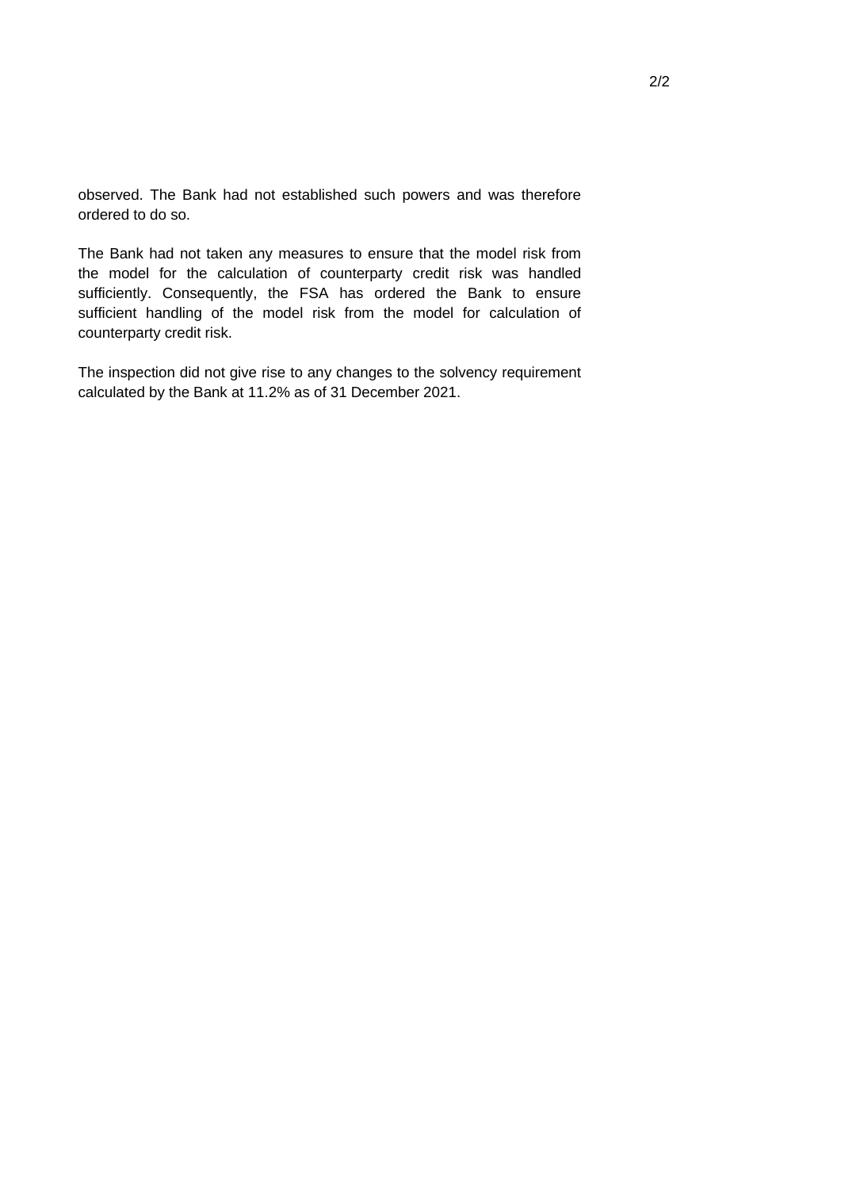observed. The Bank had not established such powers and was therefore ordered to do so.

The Bank had not taken any measures to ensure that the model risk from the model for the calculation of counterparty credit risk was handled sufficiently. Consequently, the FSA has ordered the Bank to ensure sufficient handling of the model risk from the model for calculation of counterparty credit risk.

The inspection did not give rise to any changes to the solvency requirement calculated by the Bank at 11.2% as of 31 December 2021.